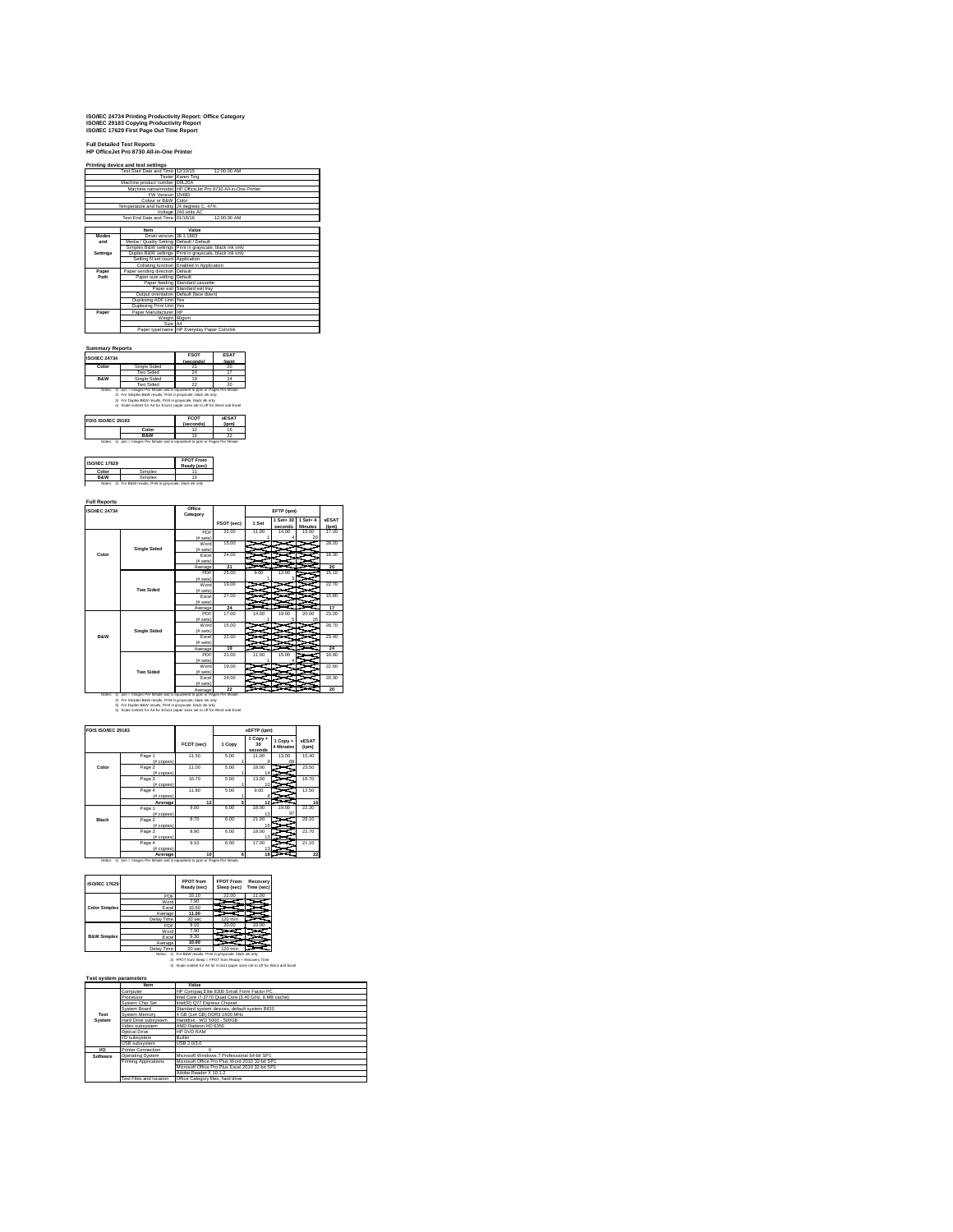**ISO/IEC 24734 Printing Productivity Report: Office Category**
**ISO/IEC 29183 Copying Productivity Report**
**ISO/IEC 17629 First Page Out Time Report**

**Full Detailed Test Reports**
**HP OfficeJet Pro 8730 All-in-One Printer**

**Printing device and test settings**

| | |
|---|---|
| Test Start Date and Time | 12/10/15 12:00:00 AM |
| Tester | Karen Ting |
| Machine product number | D9L20A |
| Machine name/model | HP OfficeJet Pro 8730 All-in-One Printer |
| FW Version | 1549D |
| Colour or B&W | Color |
| Temperature and humidity | 24 degrees C, 47% |
| Voltage | 240 volts AC |
| Test End Date and Time | 01/18/16 12:00:00 AM |

| | Item | Value |
|---|---|---|
| Modes and Settings | Driver version | 38.1.1460 |
| | Media / Quality Setting | Default / Default |
| | Simplex B&W settings | Print in grayscale, black ink only |
| | Duplex B&W settings | Print in grayscale, black ink only |
| | Setting N set count | Application |
| | Collating function | Enabled in Application |
| Paper Path | Paper sending direction | Default |
| | Paper size setting | Default |
| | Paper feeding | Standard cassette |
| | Paper exit | Standard exit tray |
| | Output orientation | Default (face down) |
| | Duplexing ADF Unit | Yes |
| | Duplexing Print Unit | Yes |
| Paper | Paper Manufacturer | HP |
| | Weight | 80gsm |
| | Size | A4 |
| | Paper type/name | HP Everyday Paper Colorlok |

**Summary Reports**

| ISO/IEC 24734 | | FSOT (seconds) | ESAT (ipm) |
|---|---|---|---|
| Color | Single Sided | 21 | 20 |
| | Two Sided | 24 | 17 |
| B&W | Single Sided | 19 | 24 |
| | Two Sided | 22 | 20 |

Notes: 1) ipm = Images Per Minute and is equivalent to ppm or Pages Per Minute
2) For Simplex B&W results, Print in grayscale, black ink only
3) For Duplex B&W results, Print in grayscale, black ink only
4) Scale content for A4 for 8.5x11 paper sizes set to off for Word and Excel

| FDIS ISO/IEC 29183 | | FCOT (seconds) | sESAT (ipm) |
|---|---|---|---|
| | Color | 12 | 16 |
| | B&W | 10 | 22 |

Notes: 1) ipm = Images Per Minute and is equivalent to ppm or Pages Per Minute

| ISO/IEC 17629 | | FPOT From Ready (sec) |
|---|---|---|
| Color | Simplex | 11 |
| B&W | Simplex | 10 |

Notes: 1) For B&W results, Print in grayscale, black ink only

**Full Reports**

| ISO/IEC 24734 | | Office Category | FSOT (sec) | EFTP (ipm) 1 Set | 1 Set + 30 seconds | 1 Set + 4 Minutes | sESAT (ipm) |
|---|---|---|---|---|---|---|---|
| Color | Single Sided | PDF | 22.00 | 11.00 | 14.00 | 15.00 | 17.20 |
| | | (# sets) | | 1 | 4 | 20 | |
| | | Word | 15.00 | | | | 28.20 |
| | | (# sets) | | | | | |
| | | Excel | 24.00 | | | | 18.30 |
| | | (# sets) | | | | | |
| | | Average | 21 | | | | 20 |
| | Two Sided | PDF | 25.00 | 9.00 | 12.00 | | 15.10 |
| | | (# sets) | | 1 | 3 | | |
| | | Word | 19.00 | | | | 22.70 |
| | | (# sets) | | | | | |
| | | Excel | 27.00 | | | | 15.80 |
| | | (# sets) | | | | | |
| | | Average | 24 | | | | 17 |
| B&W | Single Sided | PDF | 17.00 | 14.00 | 19.00 | 20.00 | 23.20 |
| | | (# sets) | | 1 | 5 | 26 | |
| | | Word | 15.00 | | | | 26.70 |
| | | (# sets) | | | | | |
| | | Excel | 22.00 | | | | 23.40 |
| | | (# sets) | | | | | |
| | | Average | 19 | | | | 24 |
| | Two Sided | PDF | 21.00 | 11.00 | 15.00 | | 18.80 |
| | | (# sets) | | 1 | 4 | | |
| | | Word | 19.00 | | | | 22.60 |
| | | (# sets) | | | | | |
| | | Excel | 24.00 | | | | 20.30 |
| | | (# sets) | | | | | |
| | | Average | 22 | | | | 20 |

Notes: 1) ipm = Images Per Minute and is equivalent to ppm or Pages Per Minute
2) For Simplex B&W results, Print in grayscale, black ink only
3) For Duplex B&W results, Print in grayscale, black ink only
4) Scale content for A4 for 8.5x11 paper sizes set to off for Word and Excel

| FDIS ISO/IEC 29183 | | FCOT (sec) | sEFTP (ipm) 1 Copy | 1 Copy + 30 seconds | 1 Copy + 4 Minutes | sESAT (ipm) |
|---|---|---|---|---|---|---|
| Color | Page 1 | 11.50 | 5.00 | 11.00 | 13.00 | 15.40 |
| | (# copies) | | 1 | 6 | 68 | |
| | Page 2 | 11.00 | 5.00 | 18.00 | | 23.50 |
| | (# copies) | | 1 | 14 | | |
| | Page 3 | 10.70 | 5.00 | 13.00 | | 16.70 |
| | (# copies) | | 1 | 10 | | |
| | Page 4 | 11.80 | 5.00 | 9.00 | | 12.50 |
| | (# copies) | | 1 | 8 | | |
| | Average | 12 | 5 | 12 | | 16 |
| Black | Page 1 | 9.00 | 6.00 | 18.00 | 19.00 | 22.30 |
| | (# copies) | | 1 | 13 | 97 | |
| | Page 2 | 8.70 | 6.00 | 21.00 | | 26.10 |
| | (# copies) | | 1 | 15 | | |
| | Page 3 | 8.90 | 6.00 | 18.00 | | 22.70 |
| | (# copies) | | 1 | 13 | | |
| | Page 4 | 9.10 | 6.00 | 17.00 | | 21.10 |
| | (# copies) | | 1 | 13 | | |
| | Average | 10 | 6 | 18 | | 22 |

Notes: 1) ipm = Images Per Minute and is equivalent to ppm or Pages Per Minute

| ISO/IEC 17629 | | FPOT from Ready (sec) | FPOT From Sleep (sec) | Recovery Time (sec) |
|---|---|---|---|---|
| Color Simplex | PDF | 10.10 | 22.00 | 11.00 |
| | Word | 7.90 | | |
| | Excel | 10.60 | | |
| | Average | 11.00 | | |
| | Delay Time | 20 sec | 120 min | |
| B&W Simplex | PDF | 9.10 | 20.00 | 10.00 |
| | Word | 7.90 | | |
| | Excel | 9.30 | | |
| | Average | 10.00 | | |
| | Delay Time | 20 sec | 120 min | |

Notes: 1) For B&W results, Print in grayscale, black ink only
2) FPOT from Sleep = FPOT from Ready + Recovery Time
3) Scale content for A4 for 8.5x11 paper sizes set to off for Word and Excel

**Test system parameters**

| | Item | Value |
|---|---|---|
| Test System | Computer | HP Compaq Elite 8300 Small Form Factor PC |
| | Processor | Intel Core i7-3770 Quad Core (3.40 GHz, 8 MB cache) |
| | System Chip Set | Intel(R) Q77 Express Chipset |
| | System Board | Standard system devices, default system BIOS |
| | System Memory | 4 GB (1x4 GB) DDR3 1600 MHz |
| | Hard Drive subsystem | Harddisk - WD 5000 - 500GB |
| | Video subsystem | AMD Radeon HD 6350 |
| | Optical Drive | HP DVD RAM |
| | I/O subsystem | Builtin |
| | USB subsystem | USB 2.0/3.0 |
| I/O | Printer Connection | 0 |
| Software | Operating System | Microsoft Windows 7 Professional 64-bit SP1 |
| | Printing Applications | Microsoft Office Pro Plus Word 2010 32-bit SP1 |
| | | Microsoft Office Pro Plus Excel 2010 32-bit SP1 |
| | | Adobe Reader X 10.1.2 |
| | Test Files and location | Office Category files, hard drive |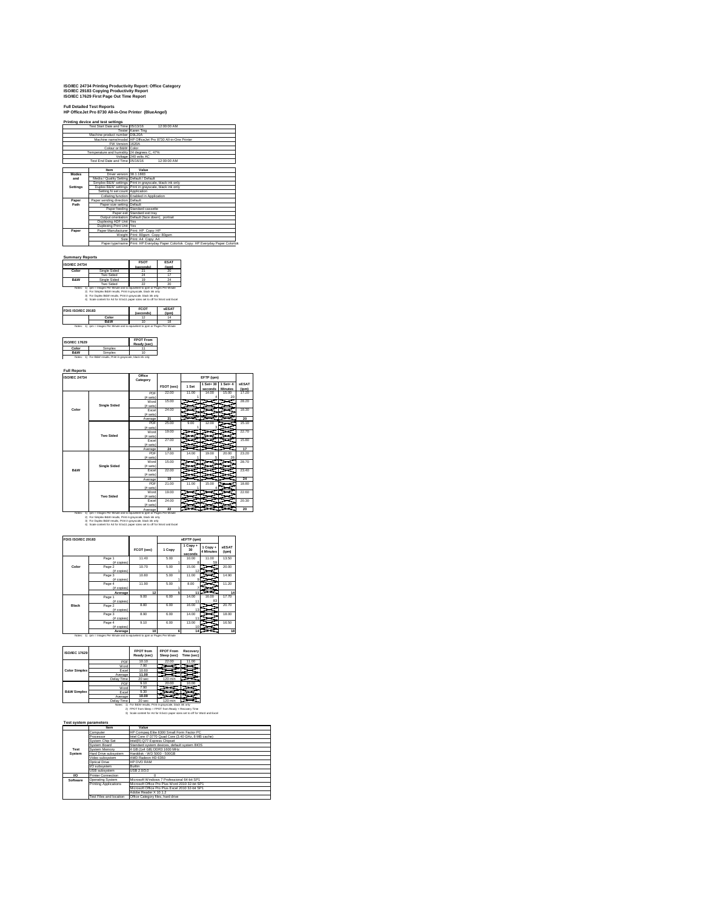# ISO/IEC 24734 Printing Productivity Report: Office Category
# ISO/IEC 29183 Copying Productivity Report
# ISO/IEC 17629 First Page Out Time Report

## Full Detailed Test Reports
## HP OfficeJet Pro 8730 All-in-One Printer (BlueAngel)

### Printing device and test settings

| | |
|---|---|
| Test Start Date and Time | 05/13/16 12:00:00 AM |
| Tester | Karen Ting |
| Machine product number | D9L20A |
| Machine name/model | HP OfficeJet Pro 8730 All-in-One Printer |
| FW Version | 1620A |
| Colour or B&W | Color |
| Temperature and humidity | 24 degrees C, 47% |
| Voltage | 240 volts AC |
| Test End Date and Time | 05/16/16 12:00:00 AM |

| | Item | Value |
|---|---|---|
| Modes and Settings | Driver version | 38.1.1860 |
| | Media / Quality Setting | Default / Default |
| | Simplex B&W settings | Print in grayscale, black ink only |
| | Duplex B&W settings | Print in grayscale, black ink only |
| | Setting N set count | Application |
| | Collating function | Enabled in Application |
| Paper Path | Paper sending direction | Default |
| | Paper size setting | Default |
| | Paper feeding | Standard cassette |
| | Paper exit | Standard exit tray |
| | Output orientation | Default (face down), portrait |
| | Duplexing ADF Unit | Yes |
| | Duplexing Print Unit | Yes |
| Paper | Paper Manufacturer | Print: HP Copy: HP |
| | Weight | Print: 80gsm Copy: 80gsm |
| | Size | Print: A4 Copy: A4 |
| | Paper type/name | Print: HP Everyday Paper Colorlok Copy: HP Everyday Paper Colorlok |

### Summary Reports

| ISO/IEC 24734 | | FSOT (seconds) | ESAT (ipm) |
|---|---|---|---|
| Color | Single Sided | 21 | 20 |
| | Two Sided | 24 | 17 |
| B&W | Single Sided | 19 | 24 |
| | Two Sided | 22 | 20 |

Notes: 1) ipm = Images Per Minute and is equivalent to ppm or Pages Per Minute
2) For Simplex B&W results, Print in grayscale, black ink only
3) For Duplex B&W results, Print in grayscale, black ink only
4) Scale content for A4 for 8.5x11 paper sizes set to off for Word and Excel

| FDIS ISO/IEC 29183 | FCOT (seconds) | sESAT (ipm) |
|---|---|---|
| Color | 12 | 14 |
| B&W | 10 | 18 |

Notes: 1) ipm = Images Per Minute and is equivalent to ppm or Pages Per Minute

| ISO/IEC 17629 | | FPOT From Ready (sec) |
|---|---|---|
| Color | Simplex | 11 |
| B&W | Simplex | 10 |

Notes: 1) For B&W results, Print in grayscale, black ink only

### Full Reports

| ISO/IEC 24734 | | Office Category | FSOT (sec) | EFTP (ipm) 1 Set | 1 Set+ 30 seconds | 1 Set+ 4 Minutes | sESAT (ipm) |
|---|---|---|---|---|---|---|---|
| Color | Single Sided | PDF | 22.00 | 11.00 | 14.00 | 15.00 | 17.20 |
| | | (# sets) | | 1 | 4 | 20 | |
| | | Word | 15.00 | | | | 28.20 |
| | | (# sets) | | | | | |
| | | Excel | 24.00 | | | | 18.30 |
| | | (# sets) | | | | | |
| | | Average | 21 | | | | 20 |
| | Two Sided | PDF | 25.00 | 9.00 | 12.00 | | 15.10 |
| | | (# sets) | | 1 | 3 | | |
| | | Word | 19.00 | | | | 22.70 |
| | | (# sets) | | | | | |
| | | Excel | 27.00 | | | | 15.80 |
| | | (# sets) | | | | | |
| | | Average | 24 | | | | 17 |
| B&W | Single Sided | PDF | 17.00 | 14.00 | 19.00 | 20.00 | 23.20 |
| | | (# sets) | | 1 | 5 | 26 | |
| | | Word | 15.00 | | | | 28.70 |
| | | (# sets) | | | | | |
| | | Excel | 22.00 | | | | 23.40 |
| | | (# sets) | | | | | |
| | | Average | 19 | | | | 24 |
| | Two Sided | PDF | 21.00 | 11.00 | 15.00 | | 18.80 |
| | | (# sets) | | 1 | 4 | | |
| | | Word | 19.00 | | | | 22.60 |
| | | (# sets) | | | | | |
| | | Excel | 24.00 | | | | 20.30 |
| | | (# sets) | | | | | |
| | | Average | 22 | | | | 20 |

Notes: 1) ipm = Images Per Minute and is equivalent to ppm or Pages Per Minute
2) For Simplex B&W results, Print in grayscale, black ink only
3) For Duplex B&W results, Print in grayscale, black ink only
4) Scale content for A4 for 8.5x11 paper sizes set to off for Word and Excel

| FDIS ISO/IEC 29183 | | FCOT (sec) | sEFTP (ipm) 1 Copy | 1 Copy + 30 seconds | 1 Copy + 4 Minutes | sESAT (ipm) |
|---|---|---|---|---|---|---|
| Color | Page 1 | 11.40 | 5.00 | 10.00 | 11.00 | 13.50 |
| | (# copies) | | 1 | 6 | 59 | |
| | Page 2 | 10.70 | 5.00 | 15.00 | | 20.00 |
| | (# copies) | | 1 | 12 | | |
| | Page 3 | 10.80 | 5.00 | 11.00 | | 14.90 |
| | (# copies) | | 1 | 9 | | |
| | Page 4 | 11.90 | 5.00 | 8.00 | | 11.20 |
| | (# copies) | | 1 | 7 | | |
| | Average | 12 | 5 | 11 | | 14 |
| Black | Page 1 | 9.00 | 6.00 | 14.00 | 16.00 | 17.70 |
| | (# copies) | | 1 | 11 | 83 | |
| | Page 2 | 8.80 | 6.00 | 16.00 | | 20.70 |
| | (# copies) | | 1 | 13 | | |
| | Page 3 | 8.90 | 6.00 | 14.00 | | 18.00 |
| | (# copies) | | 1 | 11 | | |
| | Page 4 | 9.10 | 6.00 | 13.00 | | 16.50 |
| | (# copies) | | 1 | 10 | | |
| | Average | 10 | 6 | 14 | | 18 |

Notes: 1) ipm = Images Per Minute and is equivalent to ppm or Pages Per Minute

| ISO/IEC 17629 | | FPOT from Ready (sec) | FPOT From Sleep (sec) | Recovery Time (sec) |
|---|---|---|---|---|
| Color Simplex | PDF | 10.10 | 22.00 | 11.00 |
| | Word | 7.90 | | |
| | Excel | 10.60 | | |
| | Average | 11.00 | | |
| | Delay Time | 20 sec | 120 min | |
| B&W Simplex | PDF | 9.10 | 20.00 | 10.00 |
| | Word | 7.90 | | |
| | Excel | 9.30 | | |
| | Average | 10.00 | | |
| | Delay Time | 20 sec | 120 min | |

Notes: 1) For B&W results, Print in grayscale, black ink only
2) FPOT from Sleep = FPOT from Ready + Recovery Time
3) Scale content for A4 for 8.5x11 paper sizes set to off for Word and Excel

### Test system parameters

| | Item | Value |
|---|---|---|
| Test System | Computer | HP Compaq Elite 8300 Small Form Factor PC |
| | Processor | Intel Core i7-3770 Quad Core (3.40 GHz, 8 MB cache) |
| | System Chip Set | Intel(R) Q77 Express Chipset |
| | System Board | Standard system devices, default system BIOS |
| | System Memory | 4 GB (1x4 GB) DDR3 1600 MHz |
| | Hard Drive subsystem | Harddisk - WD 5000 - 500GB |
| | Video subsystem | AMD Radeon HD 6350 |
| | Optical Drive | HP DVD RAM |
| | I/O subsystem | Builtin |
| | USB subsystem | USB 2.0/3.0 |
| I/O | Printer Connection | 0 |
| Software | Operating System | Microsoft Windows 7 Professional 64-bit SP1 |
| | Printing Applications | Microsoft Office Pro Plus Word 2010 32-bit SP1 |
| | | Microsoft Office Pro Plus Excel 2010 32-bit SP1 |
| | | Adobe Reader X 10.1.2 |
| | Test Files and location | Office Category files, hard drive |